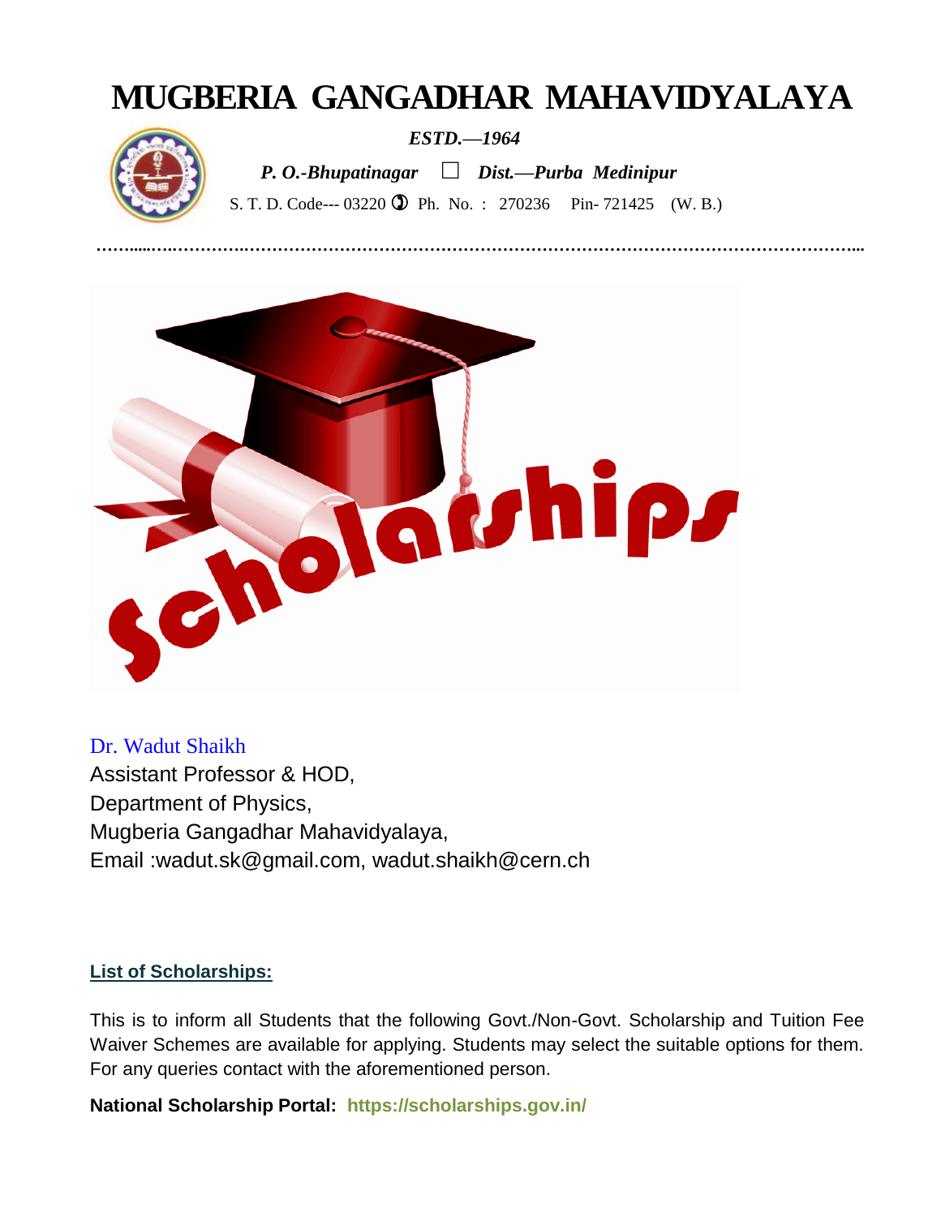# MUGBERIA GANGADHAR MAHAVIDYALAYA

***ESTD.—1964***

***P. O.-Bhupatinagar*** □ ***Dist.—Purba Medinipur***

S. T. D. Code--- 03220 Ph. No. : 270236 Pin- 721425 (W. B.)

Dr. Wadut Shaikh
Assistant Professor & HOD,
Department of Physics,
Mugberia Gangadhar Mahavidyalaya,
Email :wadut.sk@gmail.com, wadut.shaikh@cern.ch

**List of Scholarships:**

This is to inform all Students that the following Govt./Non-Govt. Scholarship and Tuition Fee Waiver Schemes are available for applying. Students may select the suitable options for them. For any queries contact with the aforementioned person.

**National Scholarship Portal:** **https://scholarships.gov.in/**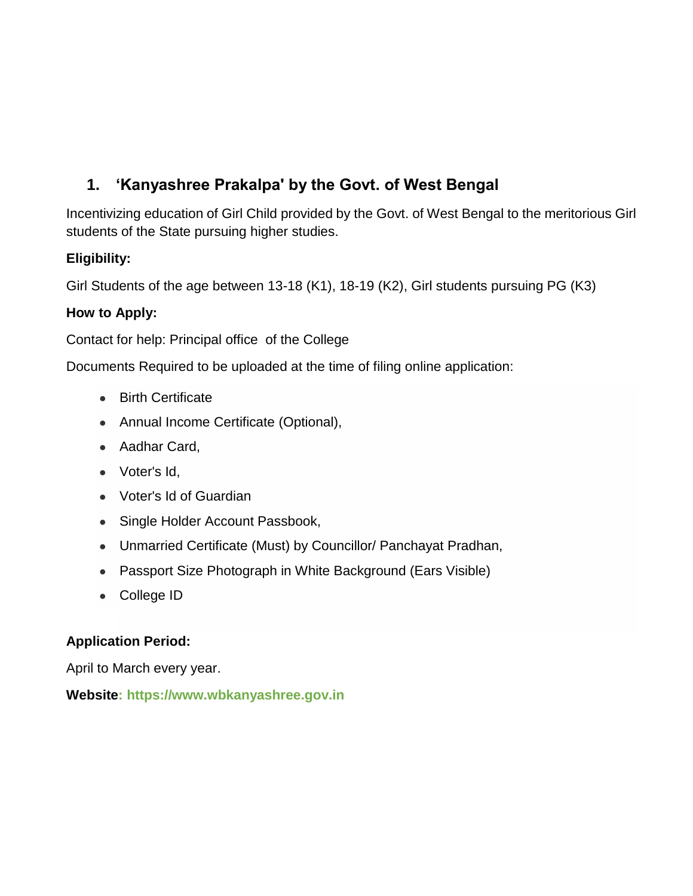## 1. 'Kanyashree Prakalpa' by the Govt. of West Bengal

Incentivizing education of Girl Child provided by the Govt. of West Bengal to the meritorious Girl students of the State pursuing higher studies.

**Eligibility:**

Girl Students of the age between 13-18 (K1), 18-19 (K2), Girl students pursuing PG (K3)

**How to Apply:**

Contact for help: Principal office of the College

Documents Required to be uploaded at the time of filing online application:

- Birth Certificate
- Annual Income Certificate (Optional),
- Aadhar Card,
- Voter's Id,
- Voter's Id of Guardian
- Single Holder Account Passbook,
- Unmarried Certificate (Must) by Councillor/ Panchayat Pradhan,
- Passport Size Photograph in White Background (Ears Visible)
- College ID

**Application Period:**

April to March every year.

**Website: https://www.wbkanyashree.gov.in**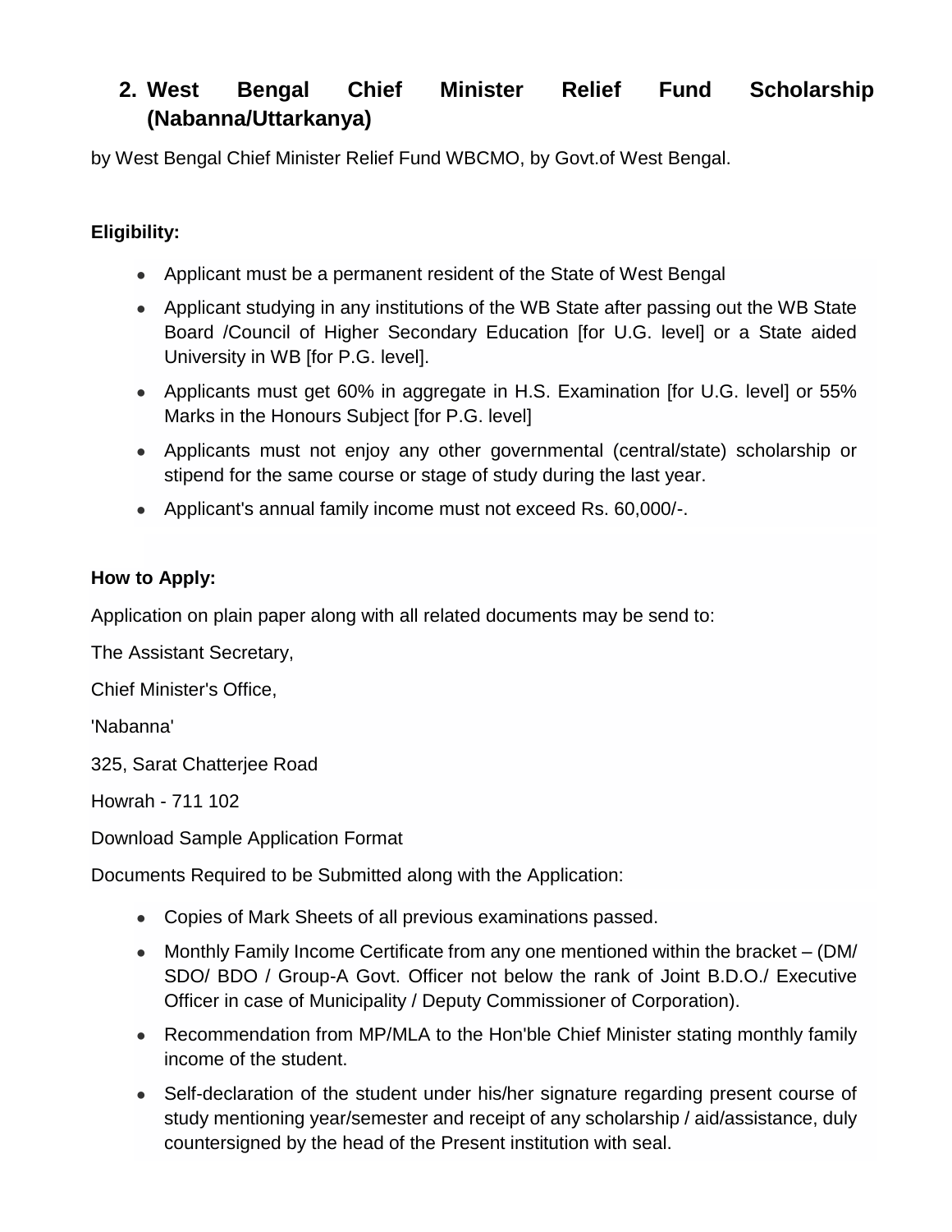## 2. West Bengal Chief Minister Relief Fund Scholarship (Nabanna/Uttarkanya)

by West Bengal Chief Minister Relief Fund WBCMO, by Govt.of West Bengal.

**Eligibility:**

- Applicant must be a permanent resident of the State of West Bengal
- Applicant studying in any institutions of the WB State after passing out the WB State Board /Council of Higher Secondary Education [for U.G. level] or a State aided University in WB [for P.G. level].
- Applicants must get 60% in aggregate in H.S. Examination [for U.G. level] or 55% Marks in the Honours Subject [for P.G. level]
- Applicants must not enjoy any other governmental (central/state) scholarship or stipend for the same course or stage of study during the last year.
- Applicant's annual family income must not exceed Rs. 60,000/-.

**How to Apply:**

Application on plain paper along with all related documents may be send to:

The Assistant Secretary,

Chief Minister's Office,

'Nabanna'

325, Sarat Chatterjee Road

Howrah - 711 102

Download Sample Application Format

Documents Required to be Submitted along with the Application:

- Copies of Mark Sheets of all previous examinations passed.
- Monthly Family Income Certificate from any one mentioned within the bracket – (DM/ SDO/ BDO / Group-A Govt. Officer not below the rank of Joint B.D.O./ Executive Officer in case of Municipality / Deputy Commissioner of Corporation).
- Recommendation from MP/MLA to the Hon'ble Chief Minister stating monthly family income of the student.
- Self-declaration of the student under his/her signature regarding present course of study mentioning year/semester and receipt of any scholarship / aid/assistance, duly countersigned by the head of the Present institution with seal.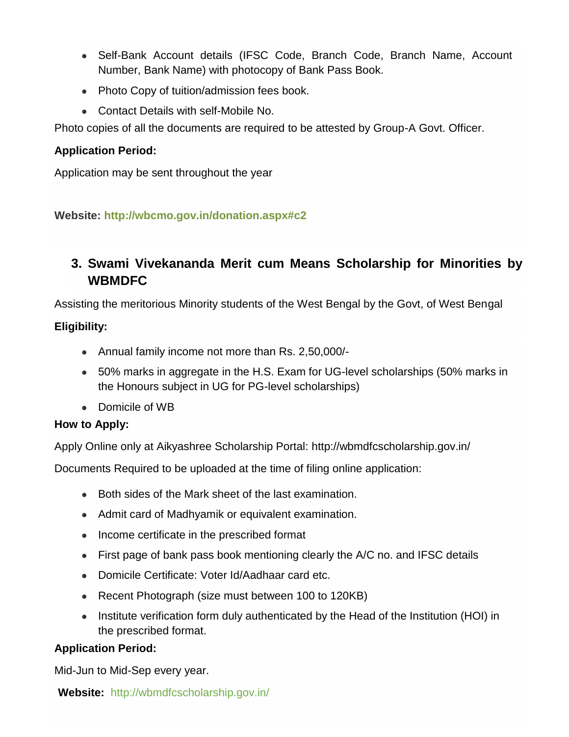- Self-Bank Account details (IFSC Code, Branch Code, Branch Name, Account Number, Bank Name) with photocopy of Bank Pass Book.
- Photo Copy of tuition/admission fees book.
- Contact Details with self-Mobile No.

Photo copies of all the documents are required to be attested by Group-A Govt. Officer.

**Application Period:**

Application may be sent throughout the year

**Website: http://wbcmo.gov.in/donation.aspx#c2**

## 3. Swami Vivekananda Merit cum Means Scholarship for Minorities by WBMDFC

Assisting the meritorious Minority students of the West Bengal by the Govt, of West Bengal

**Eligibility:**

- Annual family income not more than Rs. 2,50,000/-
- 50% marks in aggregate in the H.S. Exam for UG-level scholarships (50% marks in the Honours subject in UG for PG-level scholarships)
- Domicile of WB

**How to Apply:**

Apply Online only at Aikyashree Scholarship Portal: http://wbmdfcscholarship.gov.in/

Documents Required to be uploaded at the time of filing online application:

- Both sides of the Mark sheet of the last examination.
- Admit card of Madhyamik or equivalent examination.
- Income certificate in the prescribed format
- First page of bank pass book mentioning clearly the A/C no. and IFSC details
- Domicile Certificate: Voter Id/Aadhaar card etc.
- Recent Photograph (size must between 100 to 120KB)
- Institute verification form duly authenticated by the Head of the Institution (HOI) in the prescribed format.

**Application Period:**

Mid-Jun to Mid-Sep every year.

**Website:** http://wbmdfcscholarship.gov.in/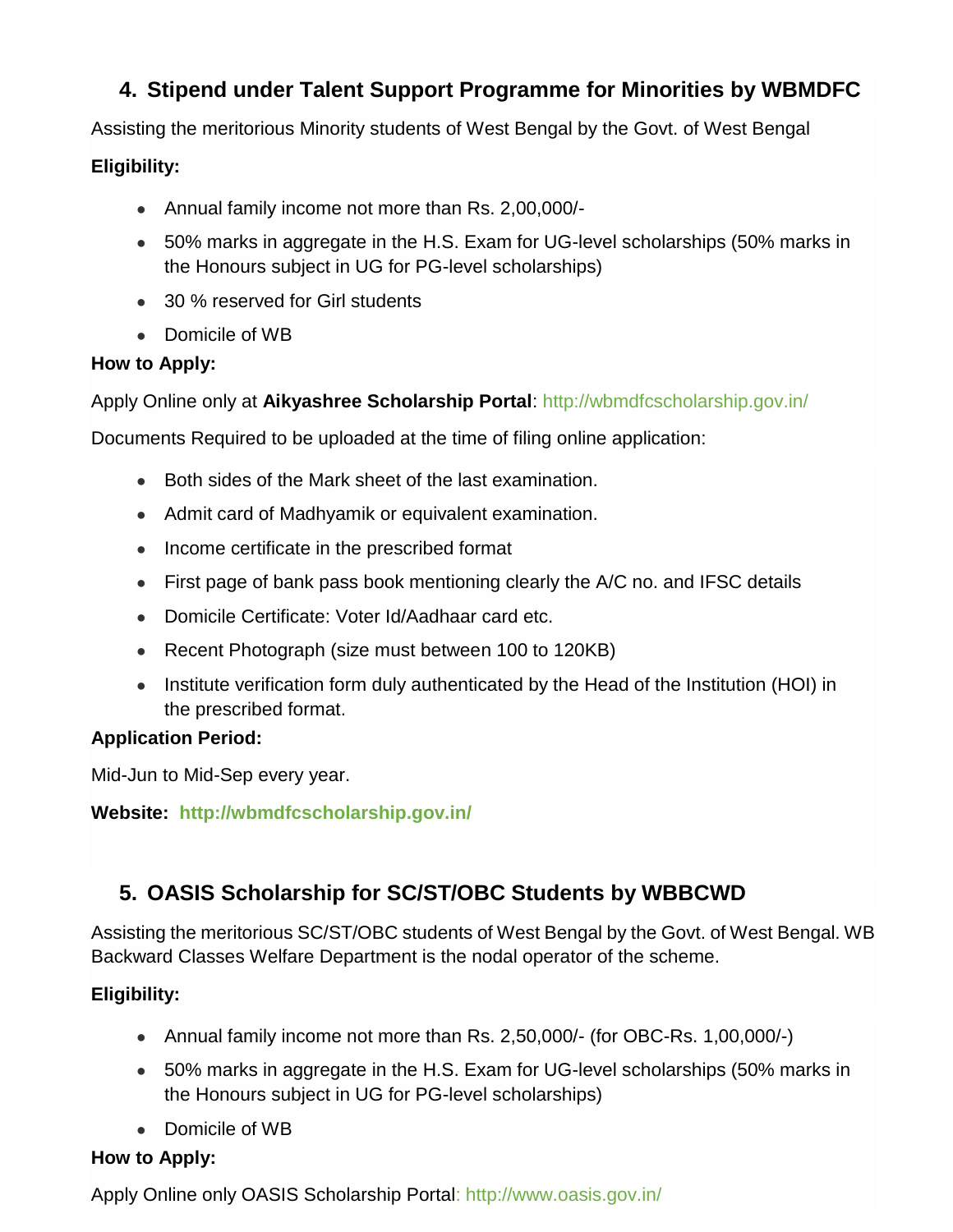## 4. Stipend under Talent Support Programme for Minorities by WBMDFC

Assisting the meritorious Minority students of West Bengal by the Govt. of West Bengal

**Eligibility:**

- Annual family income not more than Rs. 2,00,000/-
- 50% marks in aggregate in the H.S. Exam for UG-level scholarships (50% marks in the Honours subject in UG for PG-level scholarships)
- 30 % reserved for Girl students
- Domicile of WB

**How to Apply:**

Apply Online only at **Aikyashree Scholarship Portal**: http://wbmdfcscholarship.gov.in/

Documents Required to be uploaded at the time of filing online application:

- Both sides of the Mark sheet of the last examination.
- Admit card of Madhyamik or equivalent examination.
- Income certificate in the prescribed format
- First page of bank pass book mentioning clearly the A/C no. and IFSC details
- Domicile Certificate: Voter Id/Aadhaar card etc.
- Recent Photograph (size must between 100 to 120KB)
- Institute verification form duly authenticated by the Head of the Institution (HOI) in the prescribed format.

**Application Period:**

Mid-Jun to Mid-Sep every year.

**Website: http://wbmdfcscholarship.gov.in/**

## 5. OASIS Scholarship for SC/ST/OBC Students by WBBCWD

Assisting the meritorious SC/ST/OBC students of West Bengal by the Govt. of West Bengal. WB Backward Classes Welfare Department is the nodal operator of the scheme.

**Eligibility:**

- Annual family income not more than Rs. 2,50,000/- (for OBC-Rs. 1,00,000/-)
- 50% marks in aggregate in the H.S. Exam for UG-level scholarships (50% marks in the Honours subject in UG for PG-level scholarships)
- Domicile of WB

**How to Apply:**

Apply Online only OASIS Scholarship Portal: http://www.oasis.gov.in/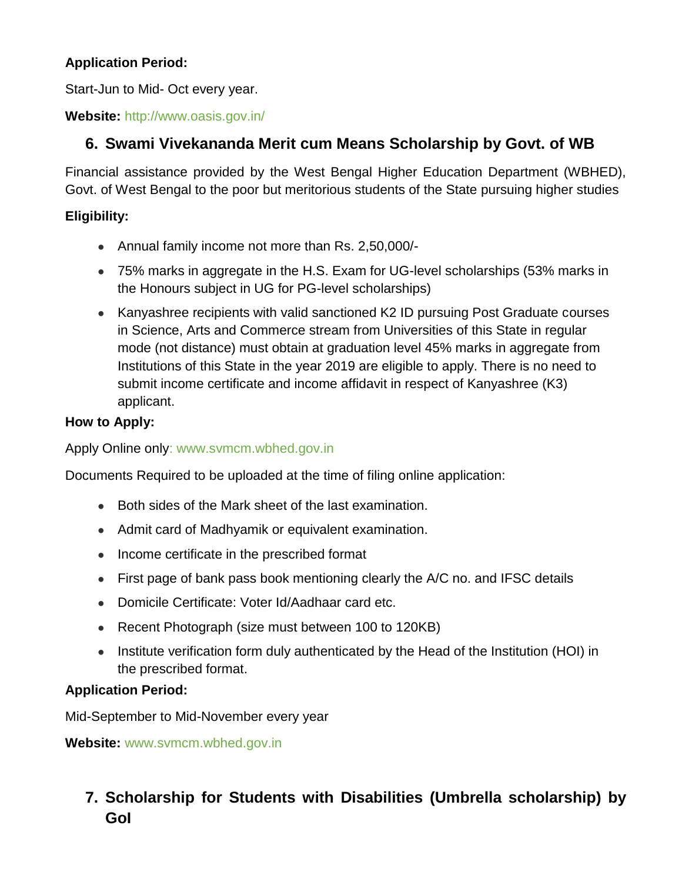**Application Period:**

Start-Jun to Mid- Oct every year.

**Website:** http://www.oasis.gov.in/

## 6. Swami Vivekananda Merit cum Means Scholarship by Govt. of WB

Financial assistance provided by the West Bengal Higher Education Department (WBHED), Govt. of West Bengal to the poor but meritorious students of the State pursuing higher studies

**Eligibility:**

- Annual family income not more than Rs. 2,50,000/-
- 75% marks in aggregate in the H.S. Exam for UG-level scholarships (53% marks in the Honours subject in UG for PG-level scholarships)
- Kanyashree recipients with valid sanctioned K2 ID pursuing Post Graduate courses in Science, Arts and Commerce stream from Universities of this State in regular mode (not distance) must obtain at graduation level 45% marks in aggregate from Institutions of this State in the year 2019 are eligible to apply. There is no need to submit income certificate and income affidavit in respect of Kanyashree (K3) applicant.

**How to Apply:**

Apply Online only: www.svmcm.wbhed.gov.in

Documents Required to be uploaded at the time of filing online application:

- Both sides of the Mark sheet of the last examination.
- Admit card of Madhyamik or equivalent examination.
- Income certificate in the prescribed format
- First page of bank pass book mentioning clearly the A/C no. and IFSC details
- Domicile Certificate: Voter Id/Aadhaar card etc.
- Recent Photograph (size must between 100 to 120KB)
- Institute verification form duly authenticated by the Head of the Institution (HOI) in the prescribed format.

**Application Period:**

Mid-September to Mid-November every year

**Website:** www.svmcm.wbhed.gov.in

## 7. Scholarship for Students with Disabilities (Umbrella scholarship) by GoI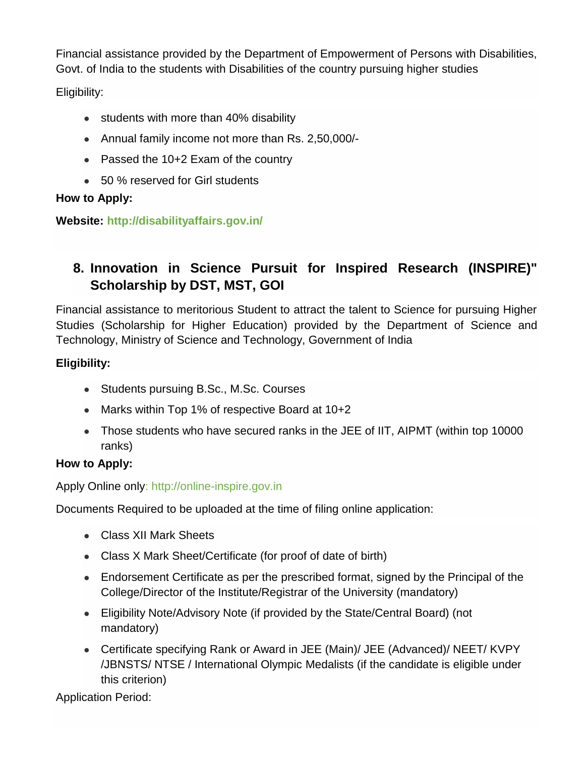Financial assistance provided by the Department of Empowerment of Persons with Disabilities, Govt. of India to the students with Disabilities of the country pursuing higher studies

Eligibility:

- students with more than 40% disability
- Annual family income not more than Rs. 2,50,000/-
- Passed the 10+2 Exam of the country
- 50 % reserved for Girl students

**How to Apply:**

**Website: http://disabilityaffairs.gov.in/**

## 8. Innovation in Science Pursuit for Inspired Research (INSPIRE)" Scholarship by DST, MST, GOI

Financial assistance to meritorious Student to attract the talent to Science for pursuing Higher Studies (Scholarship for Higher Education) provided by the Department of Science and Technology, Ministry of Science and Technology, Government of India

**Eligibility:**

- Students pursuing B.Sc., M.Sc. Courses
- Marks within Top 1% of respective Board at 10+2
- Those students who have secured ranks in the JEE of IIT, AIPMT (within top 10000 ranks)

**How to Apply:**

Apply Online only: http://online-inspire.gov.in

Documents Required to be uploaded at the time of filing online application:

- Class XII Mark Sheets
- Class X Mark Sheet/Certificate (for proof of date of birth)
- Endorsement Certificate as per the prescribed format, signed by the Principal of the College/Director of the Institute/Registrar of the University (mandatory)
- Eligibility Note/Advisory Note (if provided by the State/Central Board) (not mandatory)
- Certificate specifying Rank or Award in JEE (Main)/ JEE (Advanced)/ NEET/ KVPY /JBNSTS/ NTSE / International Olympic Medalists (if the candidate is eligible under this criterion)

Application Period: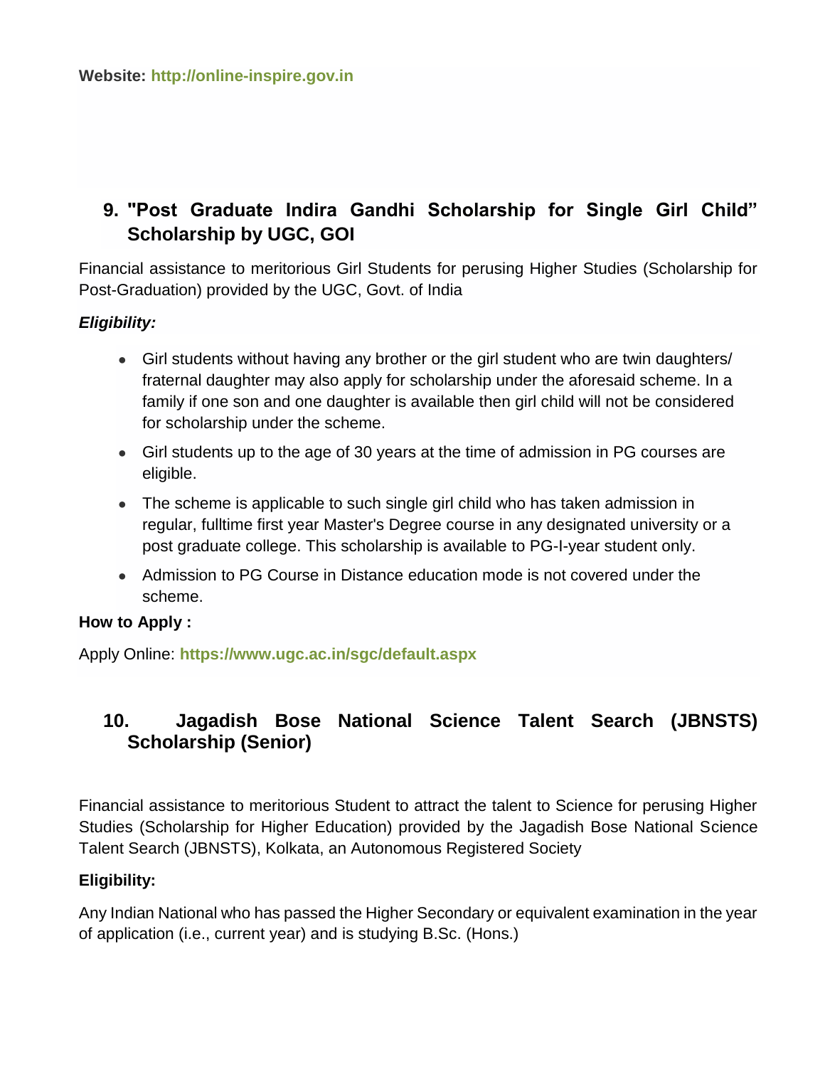**Website:** **http://online-inspire.gov.in**

## 9. "Post Graduate Indira Gandhi Scholarship for Single Girl Child" Scholarship by UGC, GOI

Financial assistance to meritorious Girl Students for perusing Higher Studies (Scholarship for Post-Graduation) provided by the UGC, Govt. of India

***Eligibility:***

- Girl students without having any brother or the girl student who are twin daughters/ fraternal daughter may also apply for scholarship under the aforesaid scheme. In a family if one son and one daughter is available then girl child will not be considered for scholarship under the scheme.
- Girl students up to the age of 30 years at the time of admission in PG courses are eligible.
- The scheme is applicable to such single girl child who has taken admission in regular, fulltime first year Master's Degree course in any designated university or a post graduate college. This scholarship is available to PG-I-year student only.
- Admission to PG Course in Distance education mode is not covered under the scheme.

**How to Apply :**

Apply Online: **https://www.ugc.ac.in/sgc/default.aspx**

## 10. Jagadish Bose National Science Talent Search (JBNSTS) Scholarship (Senior)

Financial assistance to meritorious Student to attract the talent to Science for perusing Higher Studies (Scholarship for Higher Education) provided by the Jagadish Bose National Science Talent Search (JBNSTS), Kolkata, an Autonomous Registered Society

**Eligibility:**

Any Indian National who has passed the Higher Secondary or equivalent examination in the year of application (i.e., current year) and is studying B.Sc. (Hons.)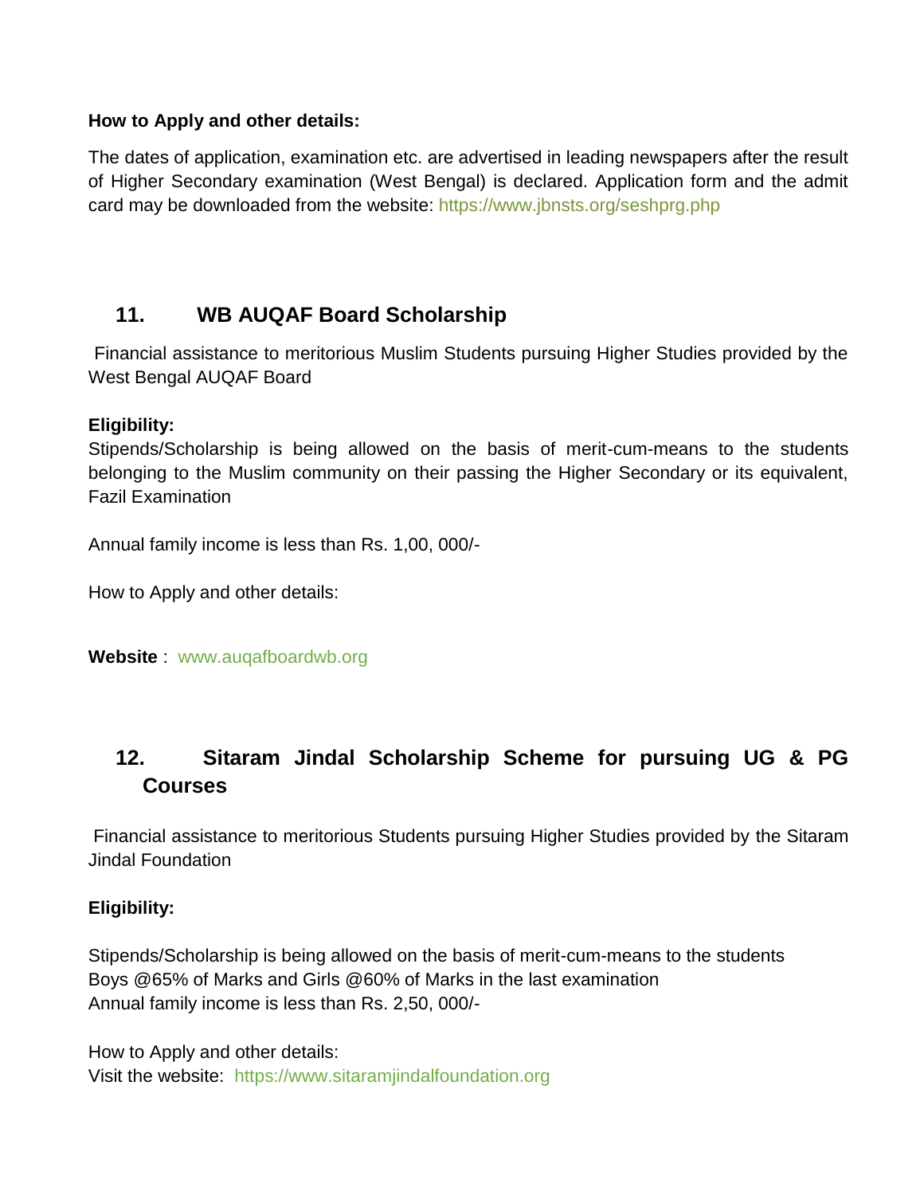**How to Apply and other details:**

The dates of application, examination etc. are advertised in leading newspapers after the result of Higher Secondary examination (West Bengal) is declared. Application form and the admit card may be downloaded from the website: https://www.jbnsts.org/seshprg.php

## 11. WB AUQAF Board Scholarship

Financial assistance to meritorious Muslim Students pursuing Higher Studies provided by the West Bengal AUQAF Board

**Eligibility:**
Stipends/Scholarship is being allowed on the basis of merit-cum-means to the students belonging to the Muslim community on their passing the Higher Secondary or its equivalent, Fazil Examination

Annual family income is less than Rs. 1,00, 000/-

How to Apply and other details:

**Website** : www.auqafboardwb.org

## 12. Sitaram Jindal Scholarship Scheme for pursuing UG & PG Courses

Financial assistance to meritorious Students pursuing Higher Studies provided by the Sitaram Jindal Foundation

**Eligibility:**

Stipends/Scholarship is being allowed on the basis of merit-cum-means to the students
Boys @65% of Marks and Girls @60% of Marks in the last examination
Annual family income is less than Rs. 2,50, 000/-

How to Apply and other details:
Visit the website: https://www.sitaramjindalfoundation.org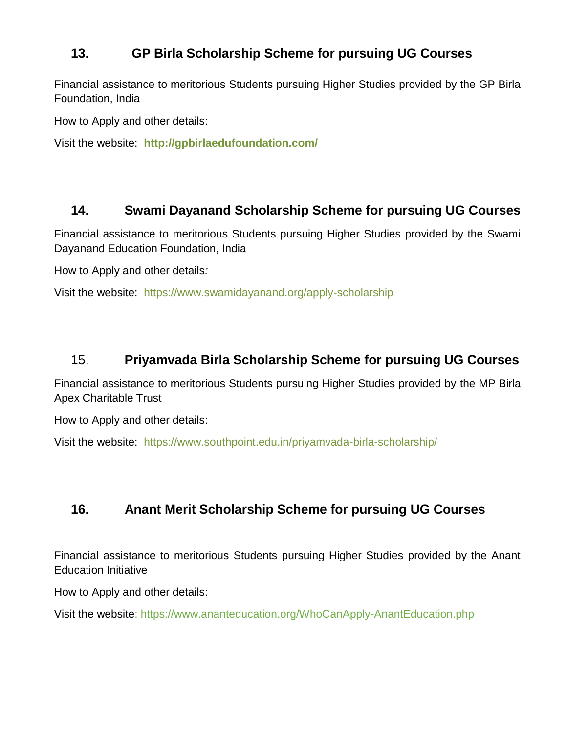## 13. GP Birla Scholarship Scheme for pursuing UG Courses

Financial assistance to meritorious Students pursuing Higher Studies provided by the GP Birla Foundation, India

How to Apply and other details:

Visit the website: **http://gpbirlaedufoundation.com/**

## 14. Swami Dayanand Scholarship Scheme for pursuing UG Courses

Financial assistance to meritorious Students pursuing Higher Studies provided by the Swami Dayanand Education Foundation, India

How to Apply and other details:

Visit the website: https://www.swamidayanand.org/apply-scholarship

## 15. Priyamvada Birla Scholarship Scheme for pursuing UG Courses

Financial assistance to meritorious Students pursuing Higher Studies provided by the MP Birla Apex Charitable Trust

How to Apply and other details:

Visit the website: https://www.southpoint.edu.in/priyamvada-birla-scholarship/

## 16. Anant Merit Scholarship Scheme for pursuing UG Courses

Financial assistance to meritorious Students pursuing Higher Studies provided by the Anant Education Initiative

How to Apply and other details:

Visit the website: https://www.ananteducation.org/WhoCanApply-AnantEducation.php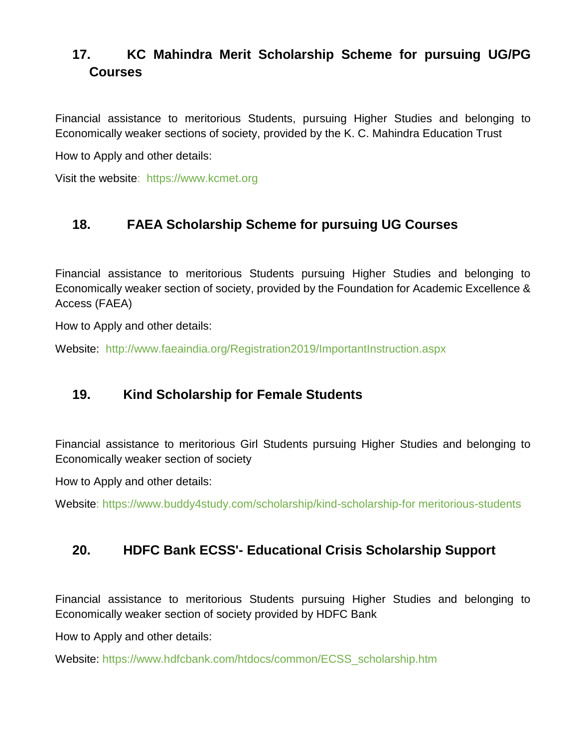## 17. KC Mahindra Merit Scholarship Scheme for pursuing UG/PG Courses

Financial assistance to meritorious Students, pursuing Higher Studies and belonging to Economically weaker sections of society, provided by the K. C. Mahindra Education Trust

How to Apply and other details:

Visit the website: https://www.kcmet.org

## 18. FAEA Scholarship Scheme for pursuing UG Courses

Financial assistance to meritorious Students pursuing Higher Studies and belonging to Economically weaker section of society, provided by the Foundation for Academic Excellence & Access (FAEA)

How to Apply and other details:

Website: http://www.faeaindia.org/Registration2019/ImportantInstruction.aspx

## 19. Kind Scholarship for Female Students

Financial assistance to meritorious Girl Students pursuing Higher Studies and belonging to Economically weaker section of society

How to Apply and other details:

Website: https://www.buddy4study.com/scholarship/kind-scholarship-for meritorious-students

## 20. HDFC Bank ECSS'- Educational Crisis Scholarship Support

Financial assistance to meritorious Students pursuing Higher Studies and belonging to Economically weaker section of society provided by HDFC Bank

How to Apply and other details:

Website: https://www.hdfcbank.com/htdocs/common/ECSS_scholarship.htm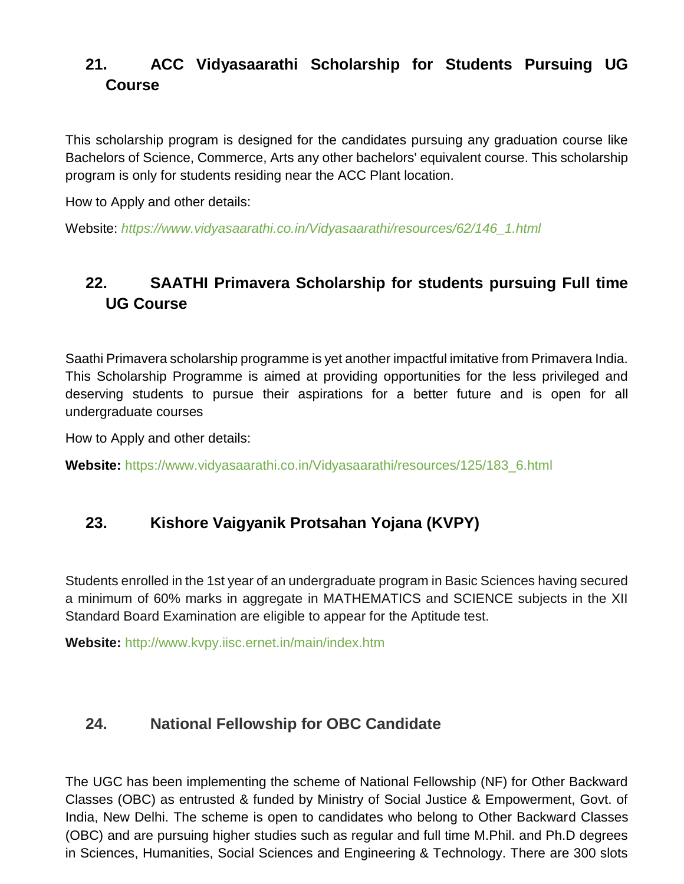## 21. ACC Vidyasaarathi Scholarship for Students Pursuing UG Course

This scholarship program is designed for the candidates pursuing any graduation course like Bachelors of Science, Commerce, Arts any other bachelors' equivalent course. This scholarship program is only for students residing near the ACC Plant location.

How to Apply and other details:

Website: *https://www.vidyasaarathi.co.in/Vidyasaarathi/resources/62/146_1.html*

## 22. SAATHI Primavera Scholarship for students pursuing Full time UG Course

Saathi Primavera scholarship programme is yet another impactful imitative from Primavera India. This Scholarship Programme is aimed at providing opportunities for the less privileged and deserving students to pursue their aspirations for a better future and is open for all undergraduate courses

How to Apply and other details:

**Website:** https://www.vidyasaarathi.co.in/Vidyasaarathi/resources/125/183_6.html

## 23. Kishore Vaigyanik Protsahan Yojana (KVPY)

Students enrolled in the 1st year of an undergraduate program in Basic Sciences having secured a minimum of 60% marks in aggregate in MATHEMATICS and SCIENCE subjects in the XII Standard Board Examination are eligible to appear for the Aptitude test.

**Website:** http://www.kvpy.iisc.ernet.in/main/index.htm

## 24. National Fellowship for OBC Candidate

The UGC has been implementing the scheme of National Fellowship (NF) for Other Backward Classes (OBC) as entrusted & funded by Ministry of Social Justice & Empowerment, Govt. of India, New Delhi. The scheme is open to candidates who belong to Other Backward Classes (OBC) and are pursuing higher studies such as regular and full time M.Phil. and Ph.D degrees in Sciences, Humanities, Social Sciences and Engineering & Technology. There are 300 slots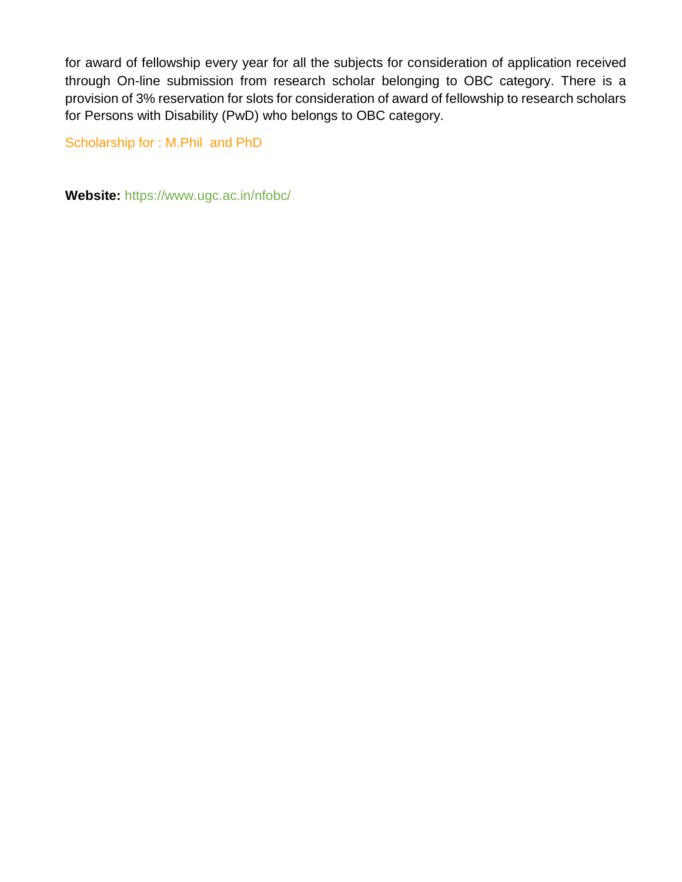for award of fellowship every year for all the subjects for consideration of application received through On-line submission from research scholar belonging to OBC category. There is a provision of 3% reservation for slots for consideration of award of fellowship to research scholars for Persons with Disability (PwD) who belongs to OBC category.

Scholarship for : M.Phil  and PhD

**Website:** https://www.ugc.ac.in/nfobc/